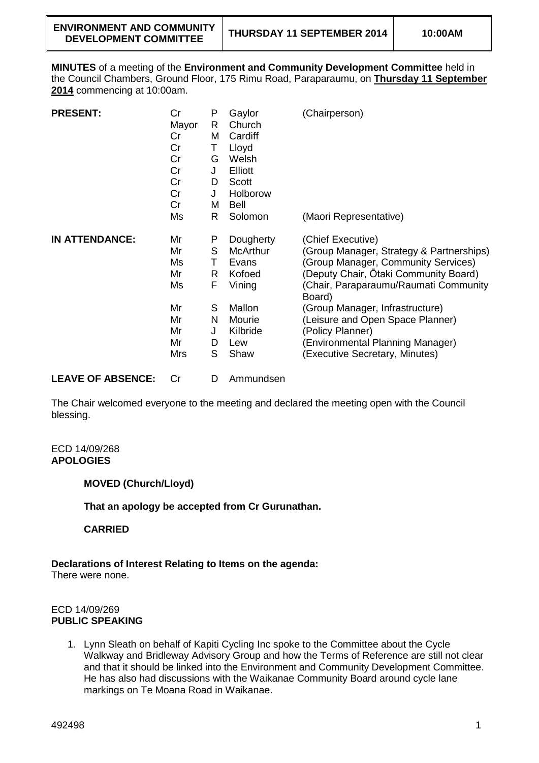| ENVIRONMENT AND COMMUNITY DEVELOPMENT COMMITTEE | THURSDAY 11 SEPTEMBER 2014 | 10:00AM |
|---|---|---|

**MINUTES** of a meeting of the **Environment and Community Development Committee** held in the Council Chambers, Ground Floor, 175 Rimu Road, Paraparaumu, on **Thursday 11 September 2014** commencing at 10:00am.

| | | | | |
|---|---|---|---|---|
| **PRESENT:** | Cr | P | Gaylor | (Chairperson) |
| | Mayor | R | Church | |
| | Cr | M | Cardiff | |
| | Cr | T | Lloyd | |
| | Cr | G | Welsh | |
| | Cr | J | Elliott | |
| | Cr | D | Scott | |
| | Cr | J | Holborow | |
| | Cr | M | Bell | |
| | Ms | R | Solomon | (Maori Representative) |
| **IN ATTENDANCE:** | Mr | P | Dougherty | (Chief Executive) |
| | Mr | S | McArthur | (Group Manager, Strategy & Partnerships) |
| | Ms | T | Evans | (Group Manager, Community Services) |
| | Mr | R | Kofoed | (Deputy Chair, Ōtaki Community Board) |
| | Ms | F | Vining | (Chair, Paraparaumu/Raumati Community Board) |
| | Mr | S | Mallon | (Group Manager, Infrastructure) |
| | Mr | N | Mourie | (Leisure and Open Space Planner) |
| | Mr | J | Kilbride | (Policy Planner) |
| | Mr | D | Lew | (Environmental Planning Manager) |
| | Mrs | S | Shaw | (Executive Secretary, Minutes) |
| **LEAVE OF ABSENCE:** | Cr | D | Ammundsen | |

The Chair welcomed everyone to the meeting and declared the meeting open with the Council blessing.

ECD 14/09/268
**APOLOGIES**

**MOVED (Church/Lloyd)**

**That an apology be accepted from Cr Gurunathan.**

**CARRIED**

**Declarations of Interest Relating to Items on the agenda:**
There were none.

ECD 14/09/269
**PUBLIC SPEAKING**

1. Lynn Sleath on behalf of Kapiti Cycling Inc spoke to the Committee about the Cycle Walkway and Bridleway Advisory Group and how the Terms of Reference are still not clear and that it should be linked into the Environment and Community Development Committee. He has also had discussions with the Waikanae Community Board around cycle lane markings on Te Moana Road in Waikanae.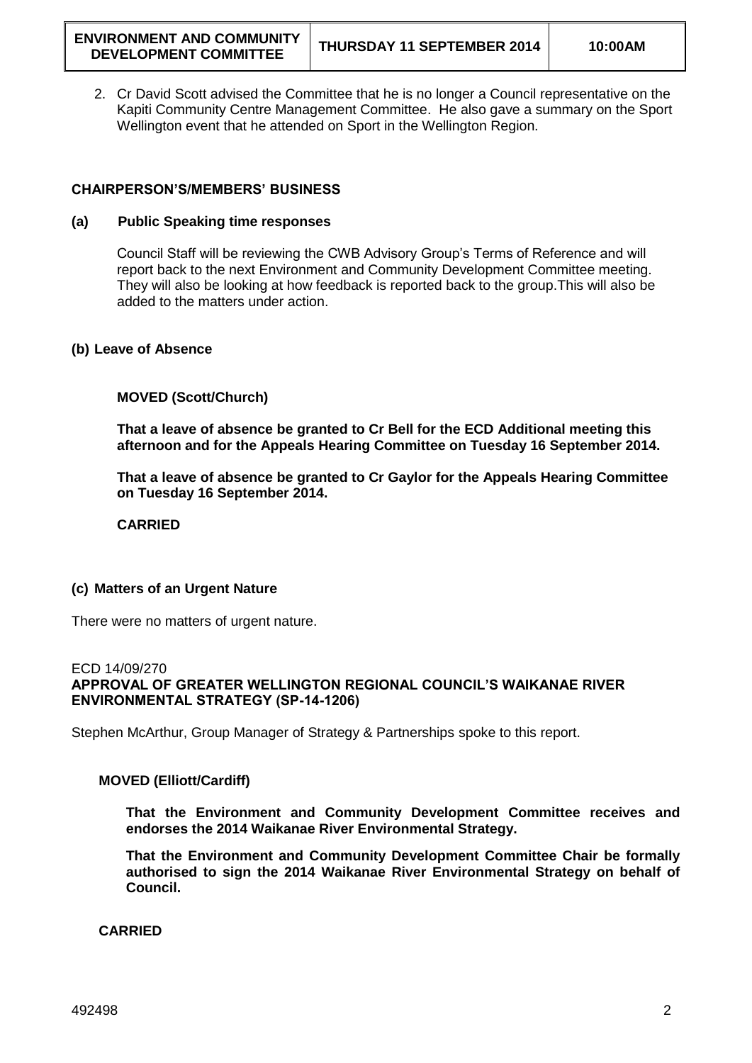2. Cr David Scott advised the Committee that he is no longer a Council representative on the Kapiti Community Centre Management Committee. He also gave a summary on the Sport Wellington event that he attended on Sport in the Wellington Region.

## CHAIRPERSON'S/MEMBERS' BUSINESS

### (a) Public Speaking time responses

Council Staff will be reviewing the CWB Advisory Group's Terms of Reference and will report back to the next Environment and Community Development Committee meeting. They will also be looking at how feedback is reported back to the group.This will also be added to the matters under action.

### (b) Leave of Absence

**MOVED (Scott/Church)**

**That a leave of absence be granted to Cr Bell for the ECD Additional meeting this afternoon and for the Appeals Hearing Committee on Tuesday 16 September 2014.**

**That a leave of absence be granted to Cr Gaylor for the Appeals Hearing Committee on Tuesday 16 September 2014.**

**CARRIED**

### (c) Matters of an Urgent Nature

There were no matters of urgent nature.

ECD 14/09/270

**APPROVAL OF GREATER WELLINGTON REGIONAL COUNCIL'S WAIKANAE RIVER ENVIRONMENTAL STRATEGY (SP-14-1206)**

Stephen McArthur, Group Manager of Strategy & Partnerships spoke to this report.

**MOVED (Elliott/Cardiff)**

**That the Environment and Community Development Committee receives and endorses the 2014 Waikanae River Environmental Strategy.**

**That the Environment and Community Development Committee Chair be formally authorised to sign the 2014 Waikanae River Environmental Strategy on behalf of Council.**

**CARRIED**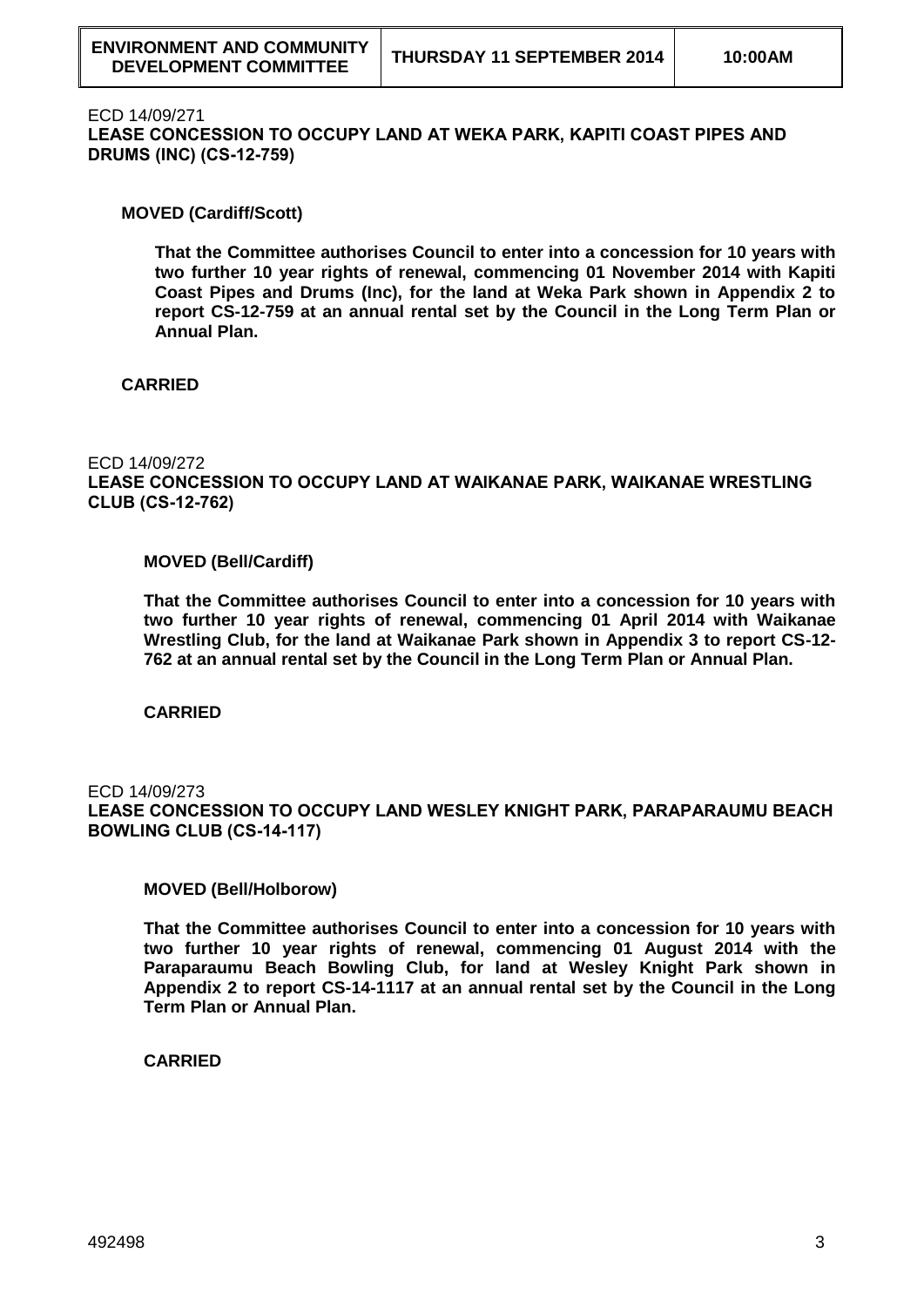ECD 14/09/271

**LEASE CONCESSION TO OCCUPY LAND AT WEKA PARK, KAPITI COAST PIPES AND DRUMS (INC) (CS-12-759)**

**MOVED (Cardiff/Scott)**

**That the Committee authorises Council to enter into a concession for 10 years with two further 10 year rights of renewal, commencing 01 November 2014 with Kapiti Coast Pipes and Drums (Inc), for the land at Weka Park shown in Appendix 2 to report CS-12-759 at an annual rental set by the Council in the Long Term Plan or Annual Plan.**

**CARRIED**

ECD 14/09/272

**LEASE CONCESSION TO OCCUPY LAND AT WAIKANAE PARK, WAIKANAE WRESTLING CLUB (CS-12-762)**

**MOVED (Bell/Cardiff)**

**That the Committee authorises Council to enter into a concession for 10 years with two further 10 year rights of renewal, commencing 01 April 2014 with Waikanae Wrestling Club, for the land at Waikanae Park shown in Appendix 3 to report CS-12-762 at an annual rental set by the Council in the Long Term Plan or Annual Plan.**

**CARRIED**

ECD 14/09/273

**LEASE CONCESSION TO OCCUPY LAND WESLEY KNIGHT PARK, PARAPARAUMU BEACH BOWLING CLUB (CS-14-117)**

**MOVED (Bell/Holborow)**

**That the Committee authorises Council to enter into a concession for 10 years with two further 10 year rights of renewal, commencing 01 August 2014 with the Paraparaumu Beach Bowling Club, for land at Wesley Knight Park shown in Appendix 2 to report CS-14-1117 at an annual rental set by the Council in the Long Term Plan or Annual Plan.**

**CARRIED**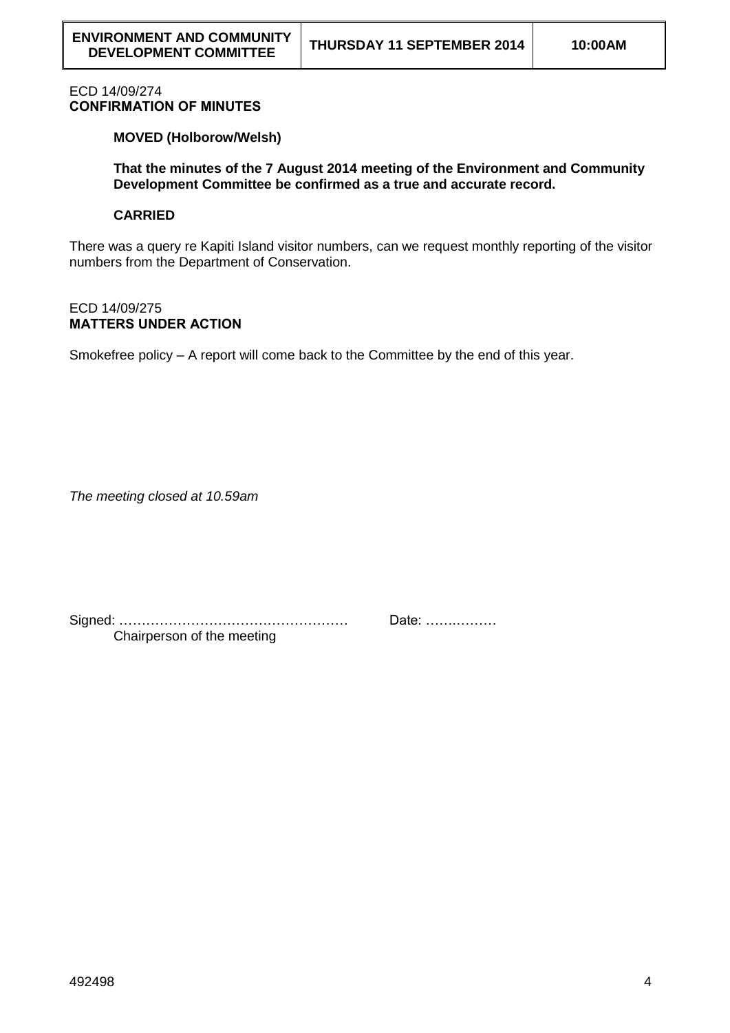ECD 14/09/274
**CONFIRMATION OF MINUTES**

**MOVED (Holborow/Welsh)**

**That the minutes of the 7 August 2014 meeting of the Environment and Community Development Committee be confirmed as a true and accurate record.**

**CARRIED**

There was a query re Kapiti Island visitor numbers, can we request monthly reporting of the visitor numbers from the Department of Conservation.

ECD 14/09/275
**MATTERS UNDER ACTION**

Smokefree policy – A report will come back to the Committee by the end of this year.

*The meeting closed at 10.59am*

Signed: …………………………………………… Date: ……………
Chairperson of the meeting